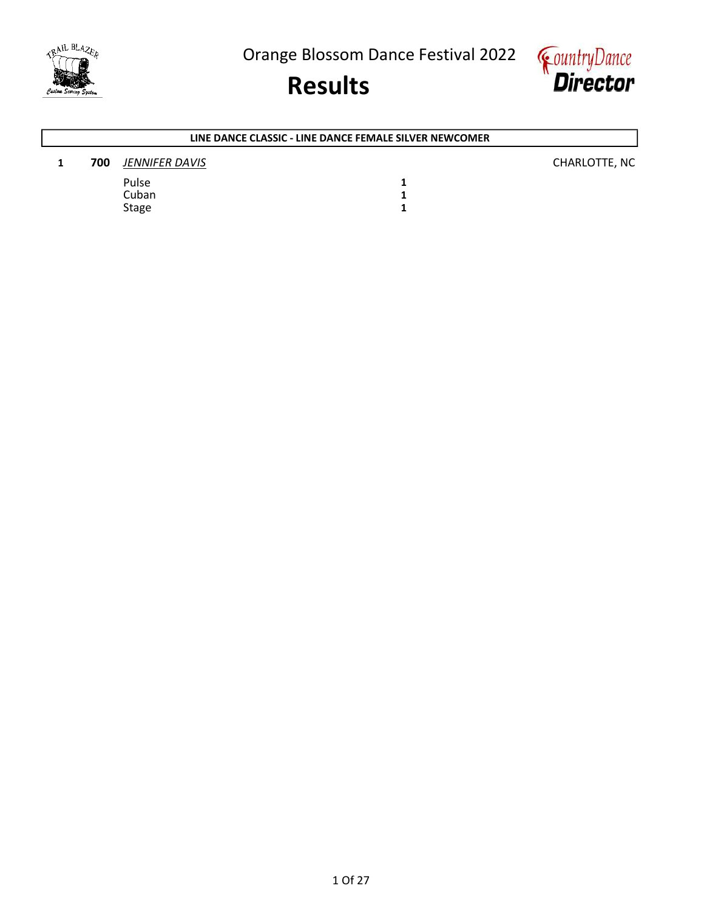# Orange Blossom Dance Festival 2022

# Results

### LINE DANCE CLASSIC - LINE DANCE FEMALE SILVER NEWCOMER

| Place | No. | Name | | Location |
|---|---|---|---|---|
| 1 | **700** | *JENNIFER DAVIS* | | CHARLOTTE, NC |
| | | Pulse | **1** | |
| | | Cuban | **1** | |
| | | Stage | **1** | |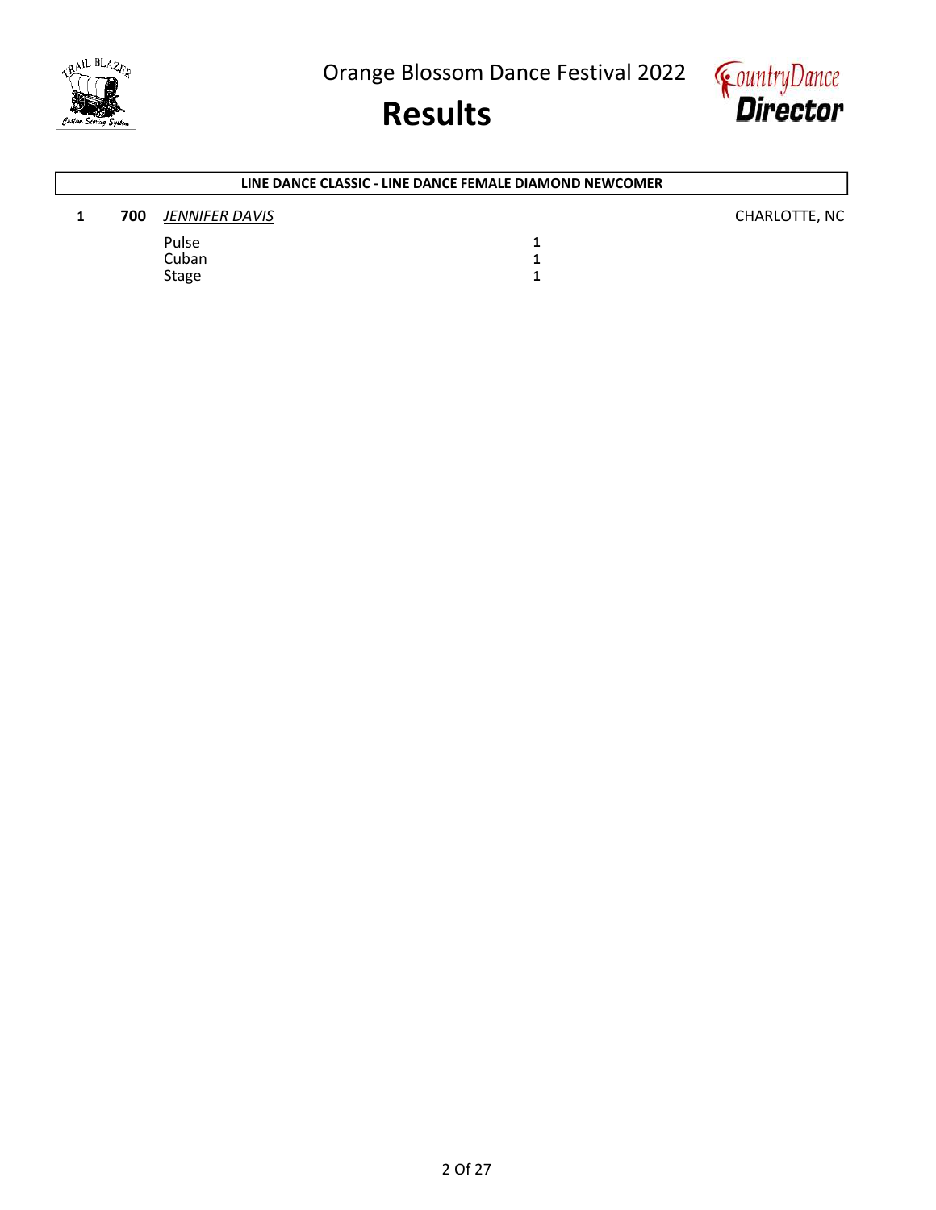# Orange Blossom Dance Festival 2022

# Results

**LINE DANCE CLASSIC - LINE DANCE FEMALE DIAMOND NEWCOMER**

| Place | No. | Name | | Location |
|---|---|---|---|---|
| **1** | **700** | *JENNIFER DAVIS* | | CHARLOTTE, NC |
| | | Pulse | **1** | |
| | | Cuban | **1** | |
| | | Stage | **1** | |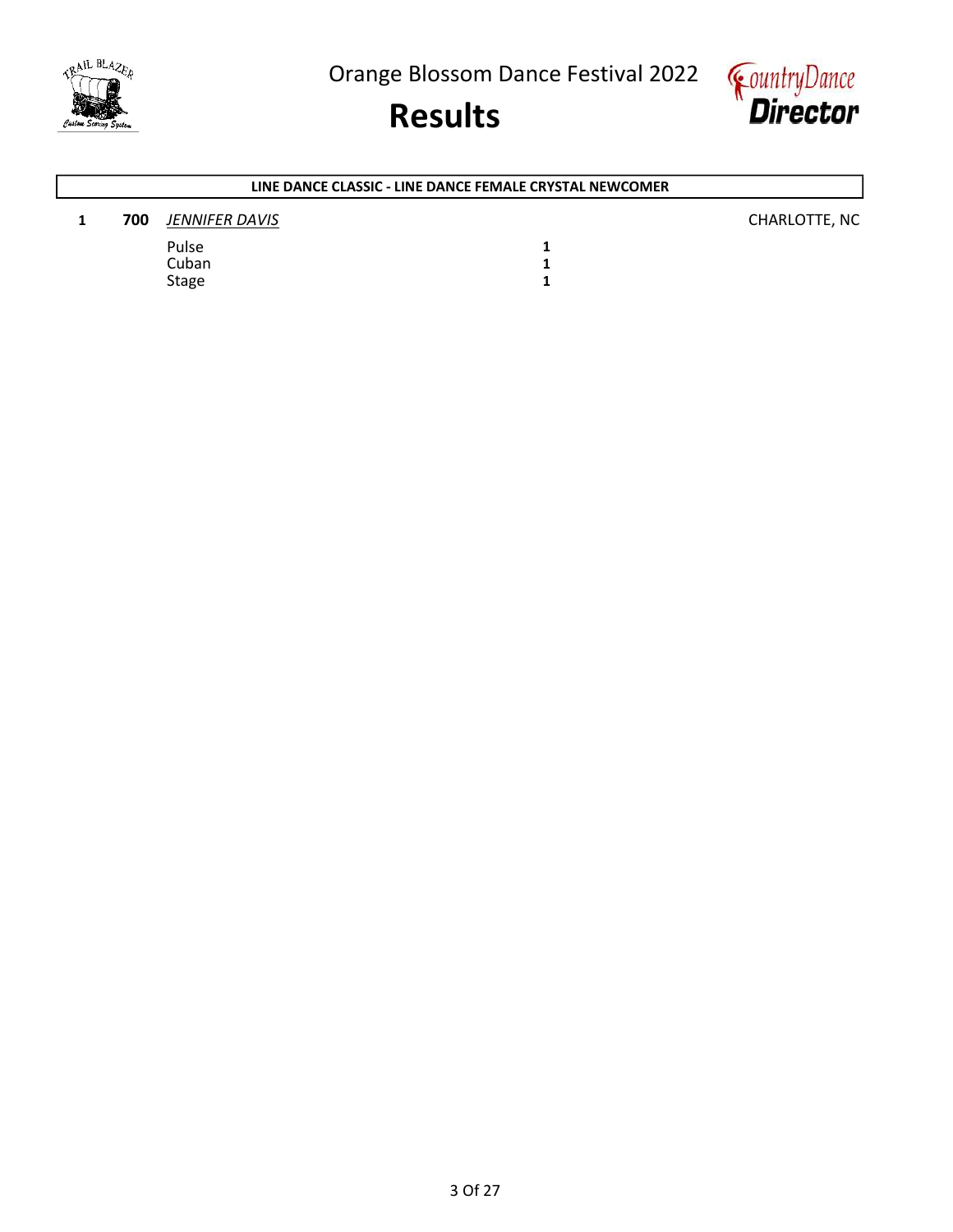Orange Blossom Dance Festival 2022

# Results

## LINE DANCE CLASSIC - LINE DANCE FEMALE CRYSTAL NEWCOMER

| Place | No. | Name | | Location |
|---|---|---|---|---|
| **1** | **700** | *JENNIFER DAVIS* | | CHARLOTTE, NC |
| | | Pulse | **1** | |
| | | Cuban | **1** | |
| | | Stage | **1** | |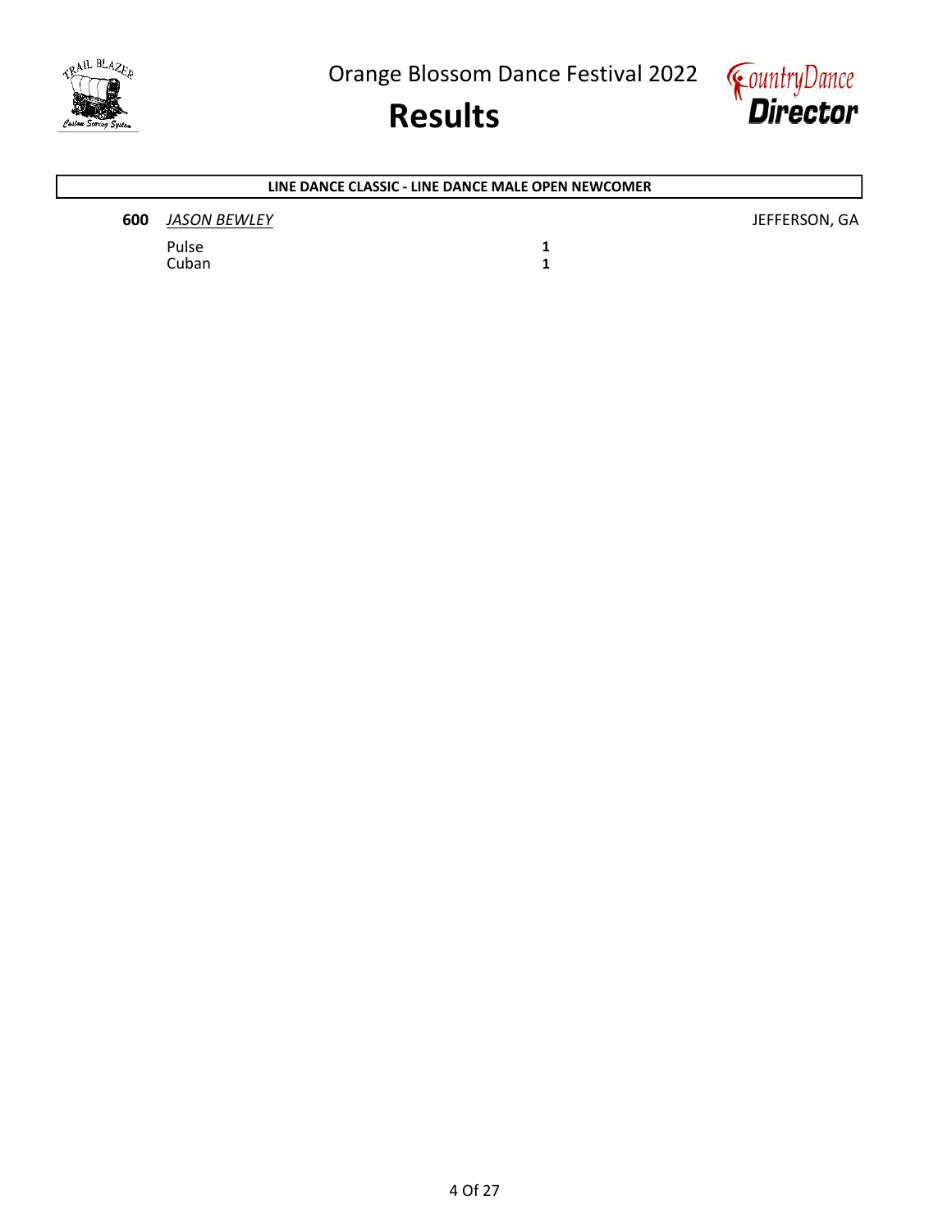**LINE DANCE CLASSIC - LINE DANCE MALE OPEN NEWCOMER**

**600** *JASON BEWLEY* JEFFERSON, GA

| | |
|---|---|
| Pulse | **1** |
| Cuban | **1** |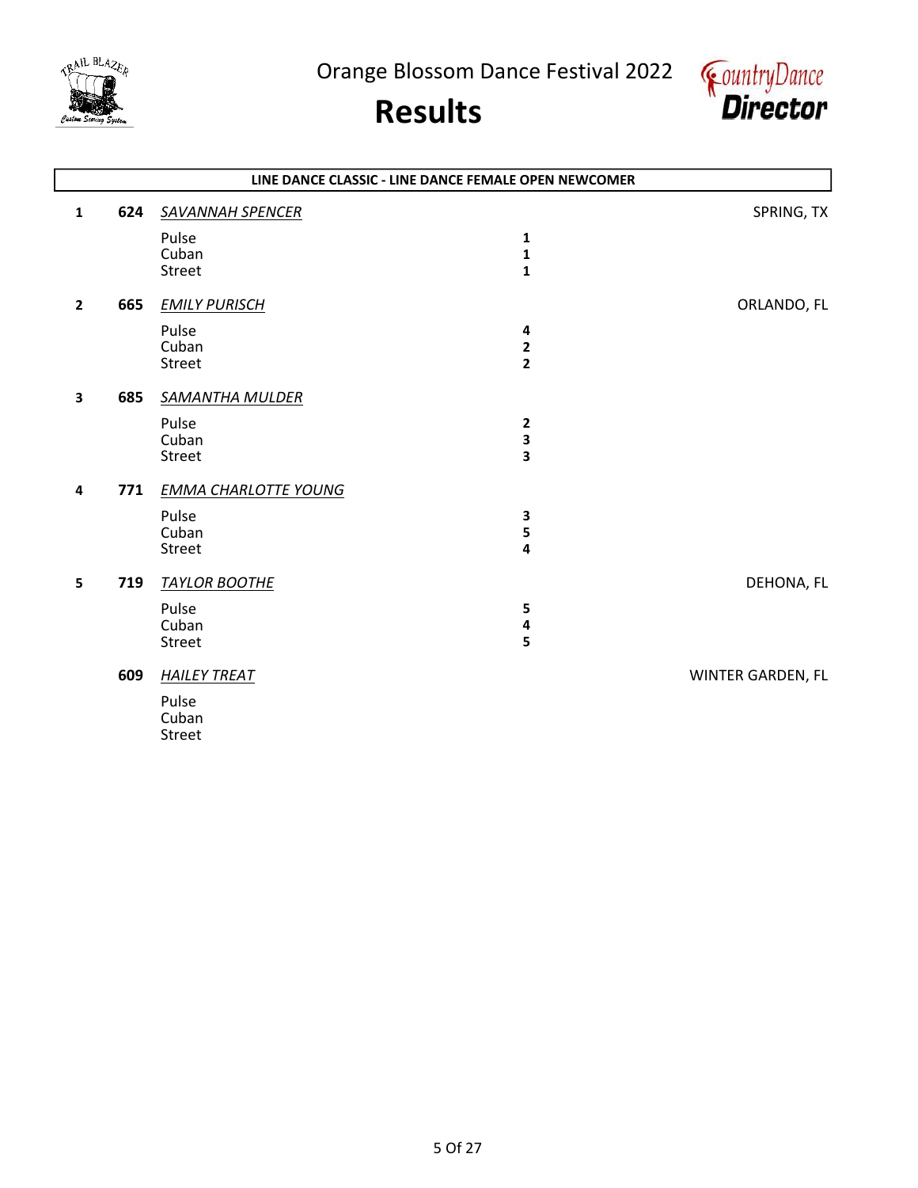Orange Blossom Dance Festival 2022

# Results

## LINE DANCE CLASSIC - LINE DANCE FEMALE OPEN NEWCOMER

| Place | No. | Name / Dance | Score | Location |
|---|---|---|---|---|
| 1 | 624 | *SAVANNAH SPENCER* | | SPRING, TX |
| | | Pulse | **1** | |
| | | Cuban | **1** | |
| | | Street | **1** | |
| 2 | 665 | *EMILY PURISCH* | | ORLANDO, FL |
| | | Pulse | **4** | |
| | | Cuban | **2** | |
| | | Street | **2** | |
| 3 | 685 | *SAMANTHA MULDER* | | |
| | | Pulse | **2** | |
| | | Cuban | **3** | |
| | | Street | **3** | |
| 4 | 771 | *EMMA CHARLOTTE YOUNG* | | |
| | | Pulse | **3** | |
| | | Cuban | **5** | |
| | | Street | **4** | |
| 5 | 719 | *TAYLOR BOOTHE* | | DEHONA, FL |
| | | Pulse | **5** | |
| | | Cuban | **4** | |
| | | Street | **5** | |
| | 609 | *HAILEY TREAT* | | WINTER GARDEN, FL |
| | | Pulse | | |
| | | Cuban | | |
| | | Street | | |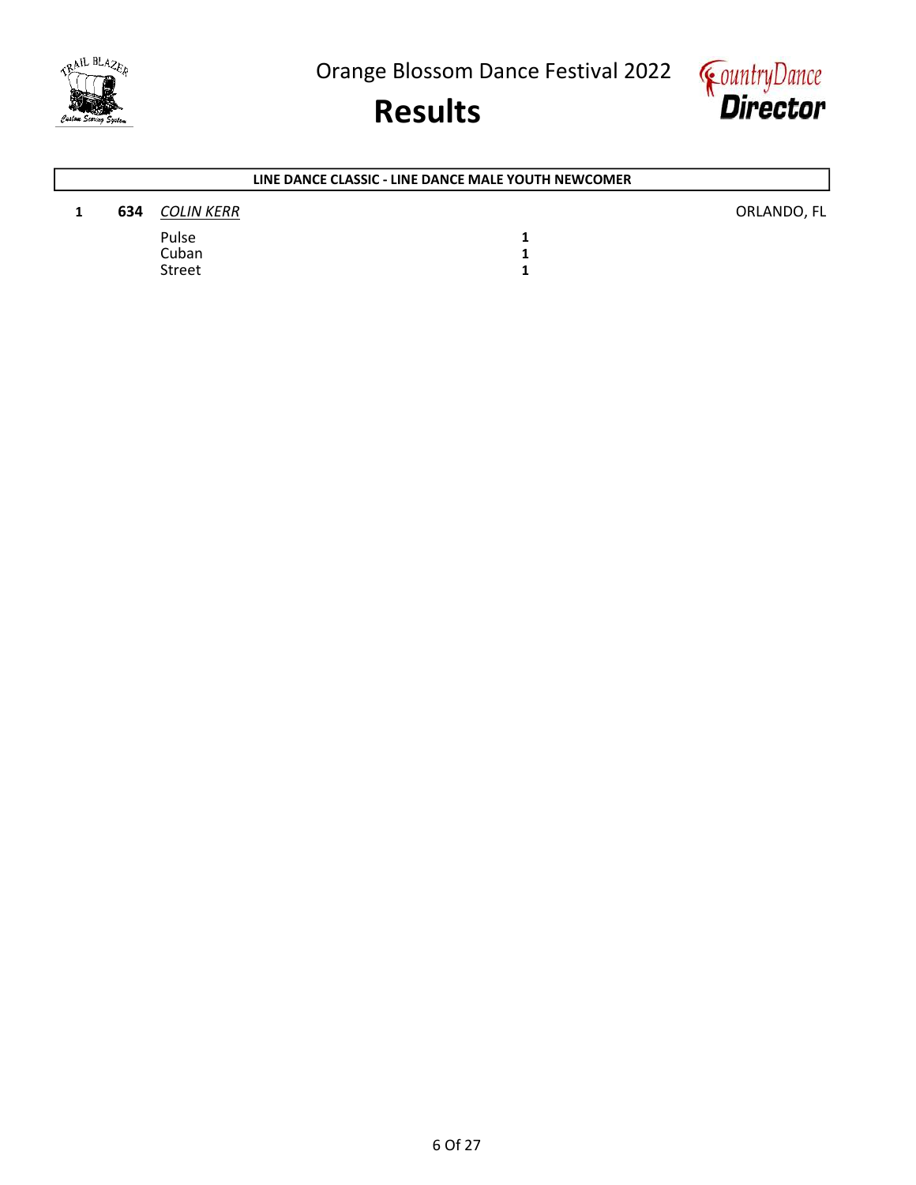# Orange Blossom Dance Festival 2022

# Results

**LINE DANCE CLASSIC - LINE DANCE MALE YOUTH NEWCOMER**

| Place | No. | Name / Dance | Score | Location |
|---|---|---|---|---|
| 1 | **634** | *COLIN KERR* | | ORLANDO, FL |
| | | Pulse | **1** | |
| | | Cuban | **1** | |
| | | Street | **1** | |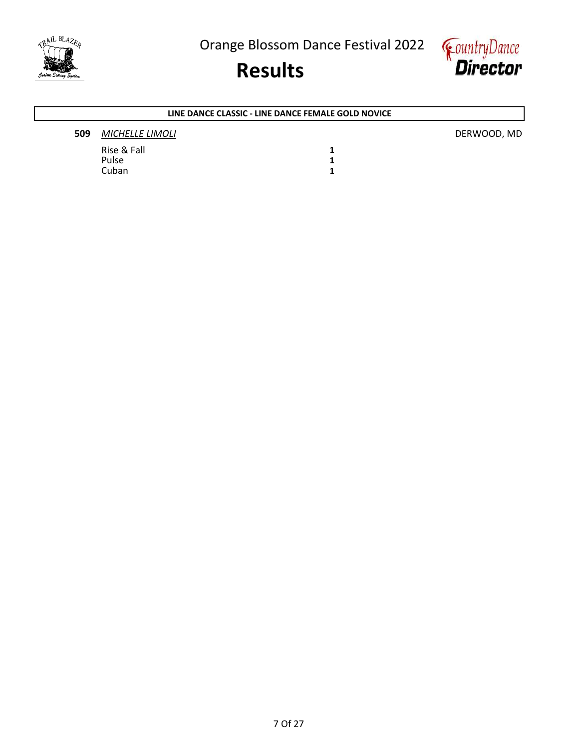Orange Blossom Dance Festival 2022

# Results

## LINE DANCE CLASSIC - LINE DANCE FEMALE GOLD NOVICE

**509** *MICHELLE LIMOLI* DERWOOD, MD

| | |
|---|---|
| Rise & Fall | **1** |
| Pulse | **1** |
| Cuban | **1** |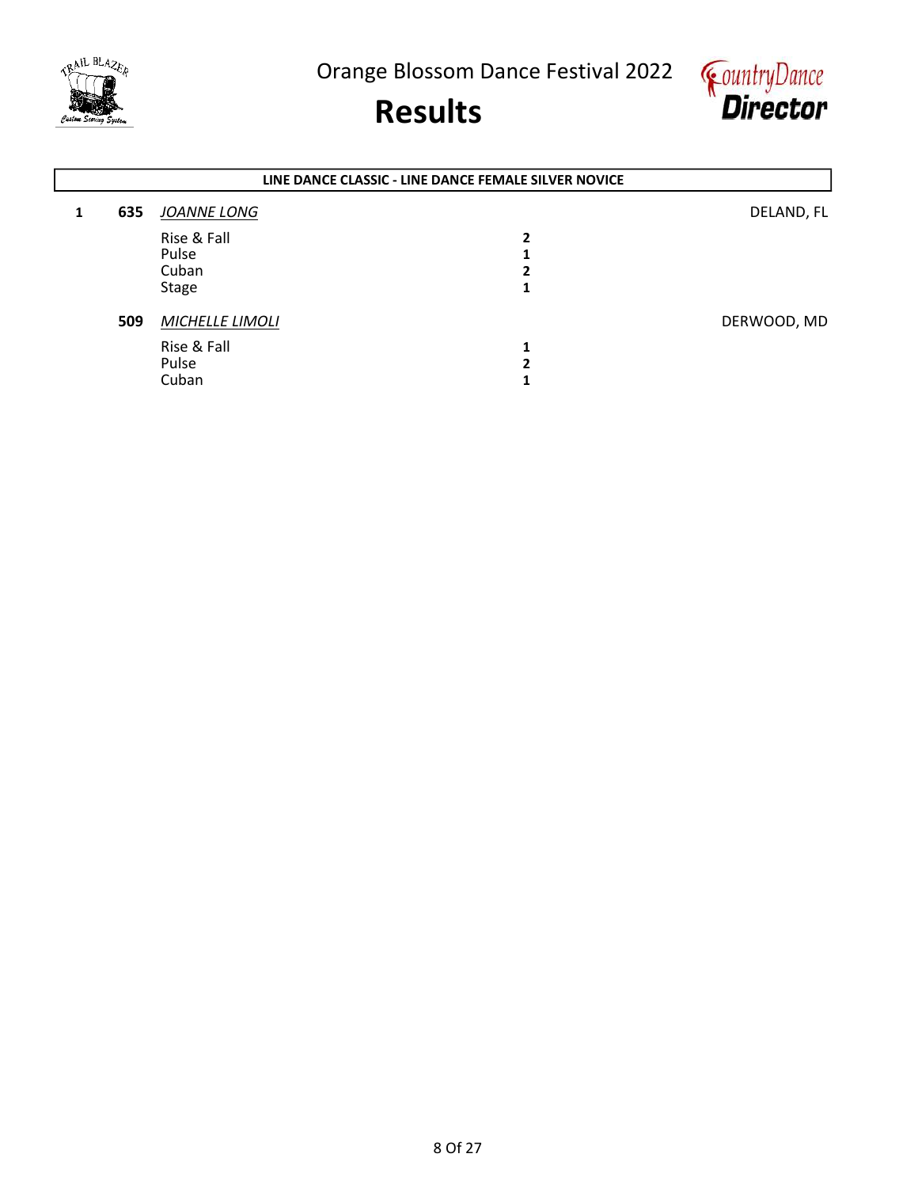Orange Blossom Dance Festival 2022

# Results

### LINE DANCE CLASSIC - LINE DANCE FEMALE SILVER NOVICE

| Place | No. | Name / Dance | Score | Location |
|---|---|---|---|---|
| 1 | **635** | *JOANNE LONG* | | DELAND, FL |
| | | Rise & Fall | **2** | |
| | | Pulse | **1** | |
| | | Cuban | **2** | |
| | | Stage | **1** | |
| | **509** | *MICHELLE LIMOLI* | | DERWOOD, MD |
| | | Rise & Fall | **1** | |
| | | Pulse | **2** | |
| | | Cuban | **1** | |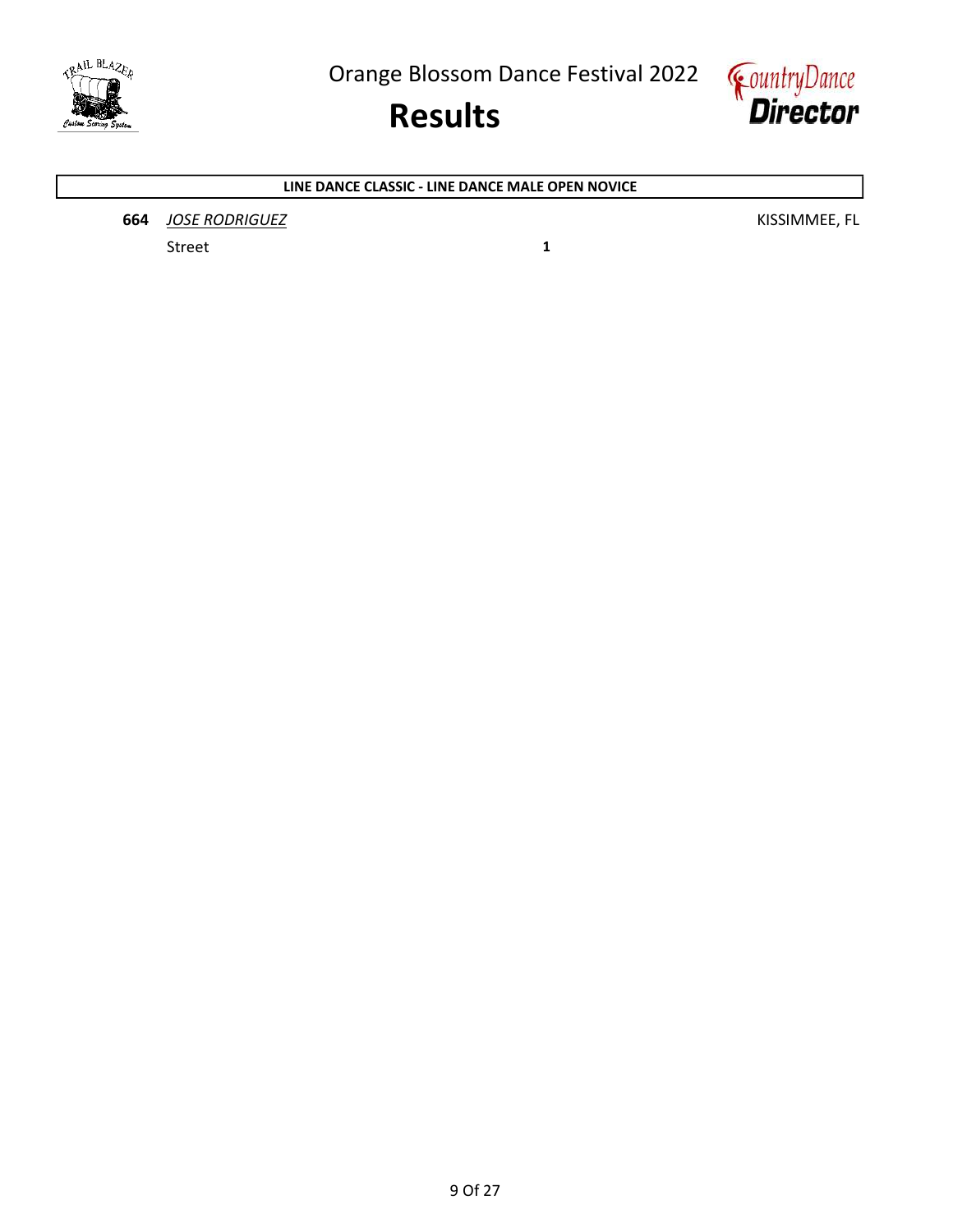Orange Blossom Dance Festival 2022

# Results

## LINE DANCE CLASSIC - LINE DANCE MALE OPEN NOVICE

| | | | |
|---|---|---|---|
| **664** | *JOSE RODRIGUEZ* | | KISSIMMEE, FL |
| | Street | **1** | |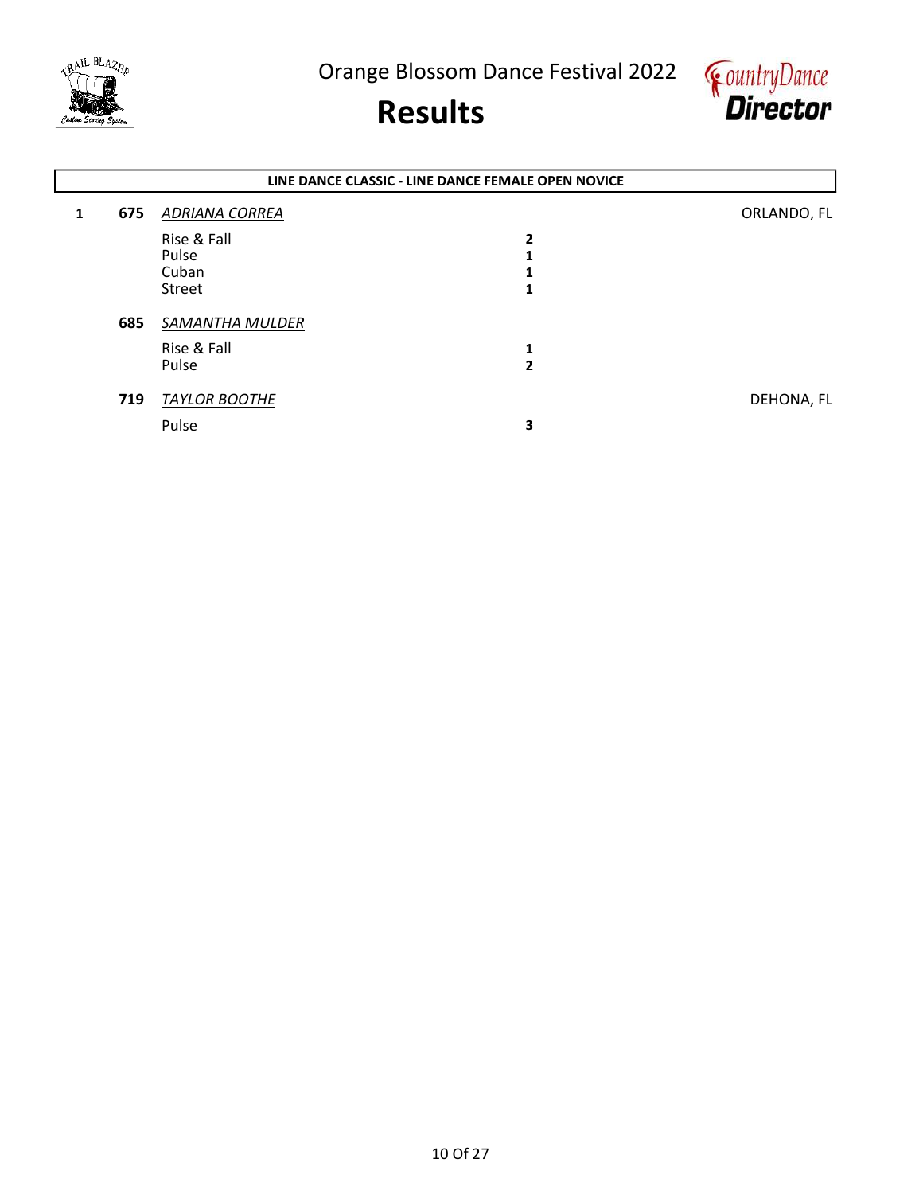# Orange Blossom Dance Festival 2022

# Results

**LINE DANCE CLASSIC - LINE DANCE FEMALE OPEN NOVICE**

| Place | No. | Name / Dance | Result | Location |
|---|---|---|---|---|
| 1 | **675** | *ADRIANA CORREA* | | ORLANDO, FL |
| | | Rise & Fall | **2** | |
| | | Pulse | **1** | |
| | | Cuban | **1** | |
| | | Street | **1** | |
| | **685** | *SAMANTHA MULDER* | | |
| | | Rise & Fall | **1** | |
| | | Pulse | **2** | |
| | **719** | *TAYLOR BOOTHE* | | DEHONA, FL |
| | | Pulse | **3** | |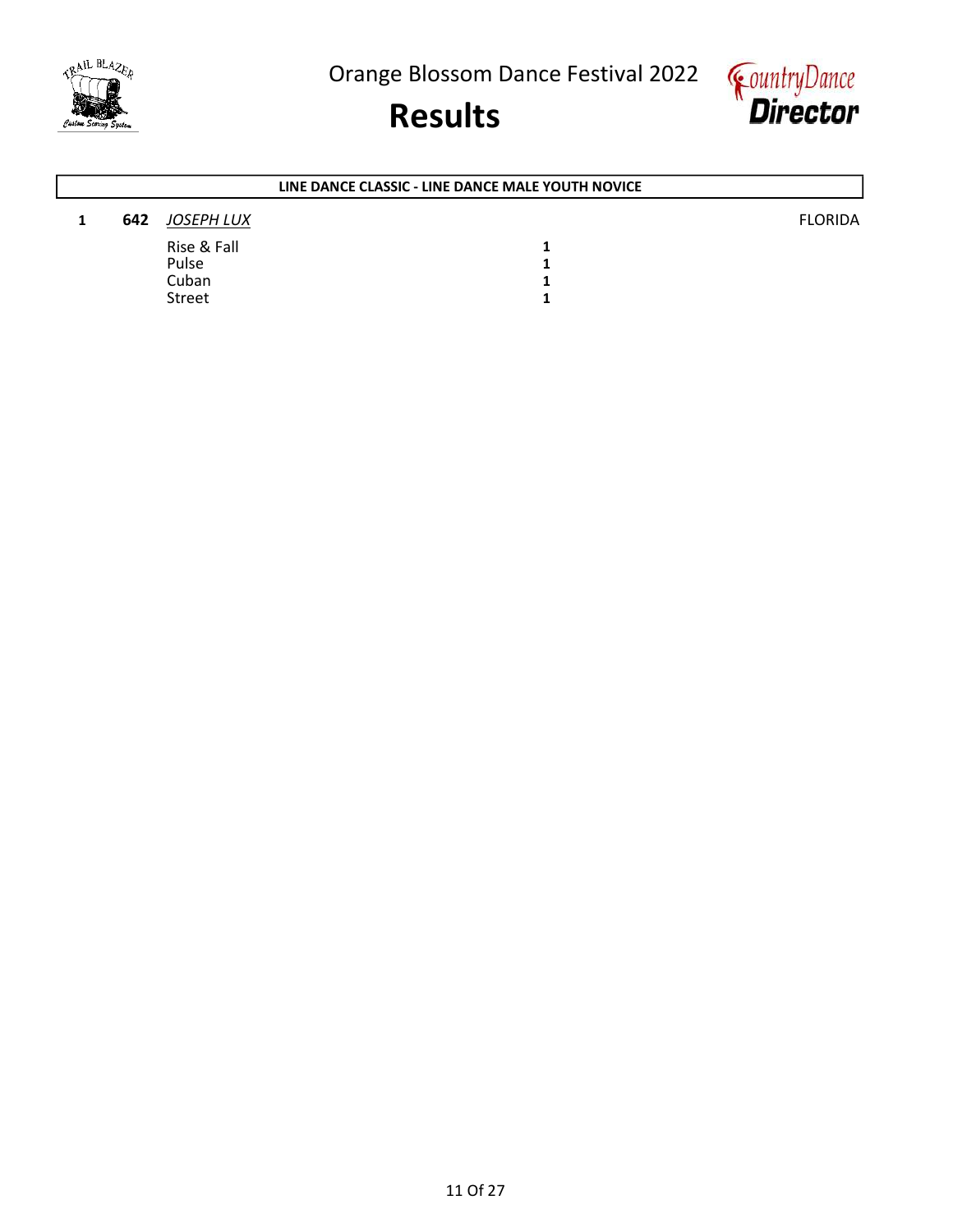# Orange Blossom Dance Festival 2022

# Results

## LINE DANCE CLASSIC - LINE DANCE MALE YOUTH NOVICE

| Place | Number | Name | | State |
|---|---|---|---|---|
| 1 | 642 | *JOSEPH LUX* | | FLORIDA |
| | | Rise & Fall | 1 | |
| | | Pulse | 1 | |
| | | Cuban | 1 | |
| | | Street | 1 | |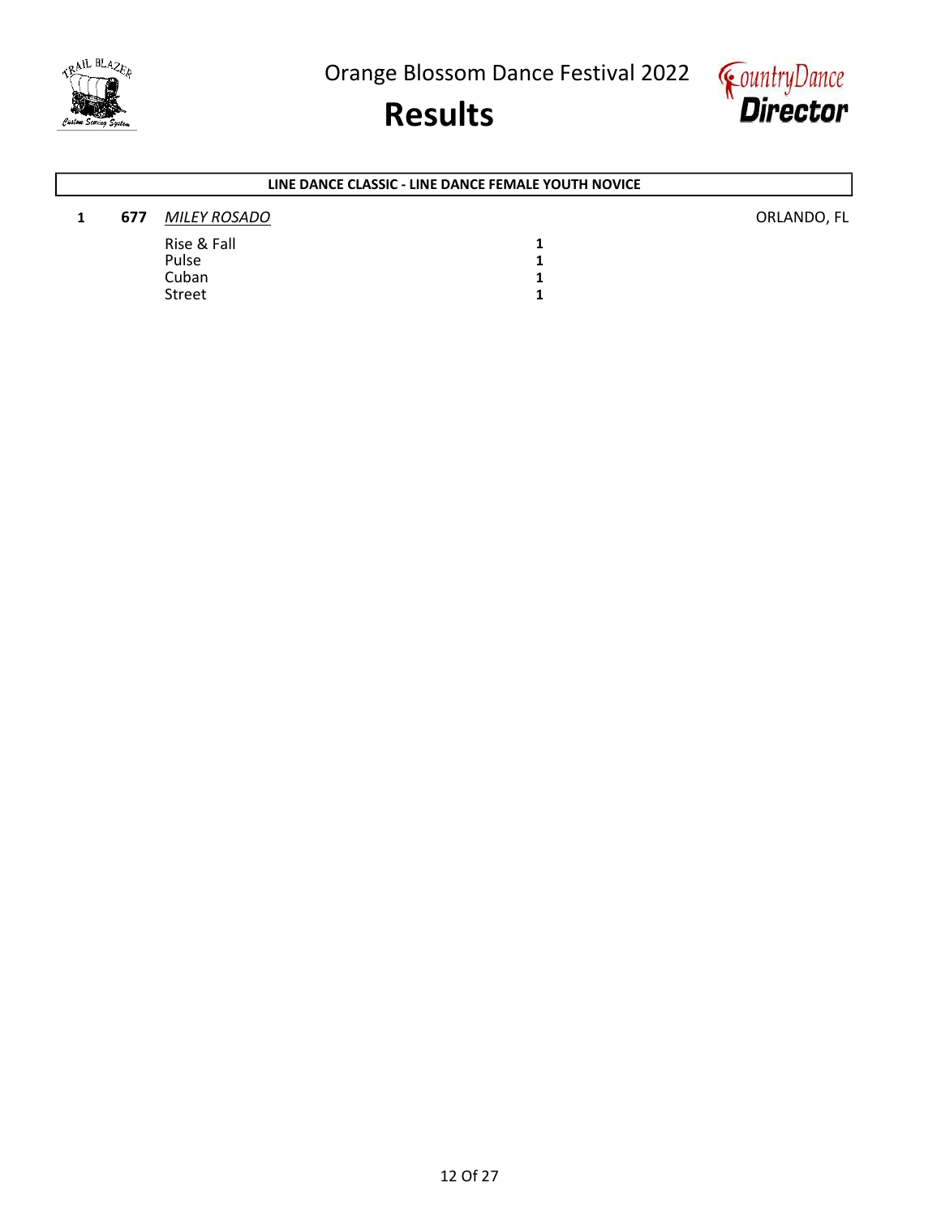Orange Blossom Dance Festival 2022

# Results

**LINE DANCE CLASSIC - LINE DANCE FEMALE YOUTH NOVICE**

| Place | No. | Name | | Location |
|---|---|---|---|---|
| **1** | **677** | *MILEY ROSADO* | | ORLANDO, FL |
| | | Rise & Fall | **1** | |
| | | Pulse | **1** | |
| | | Cuban | **1** | |
| | | Street | **1** | |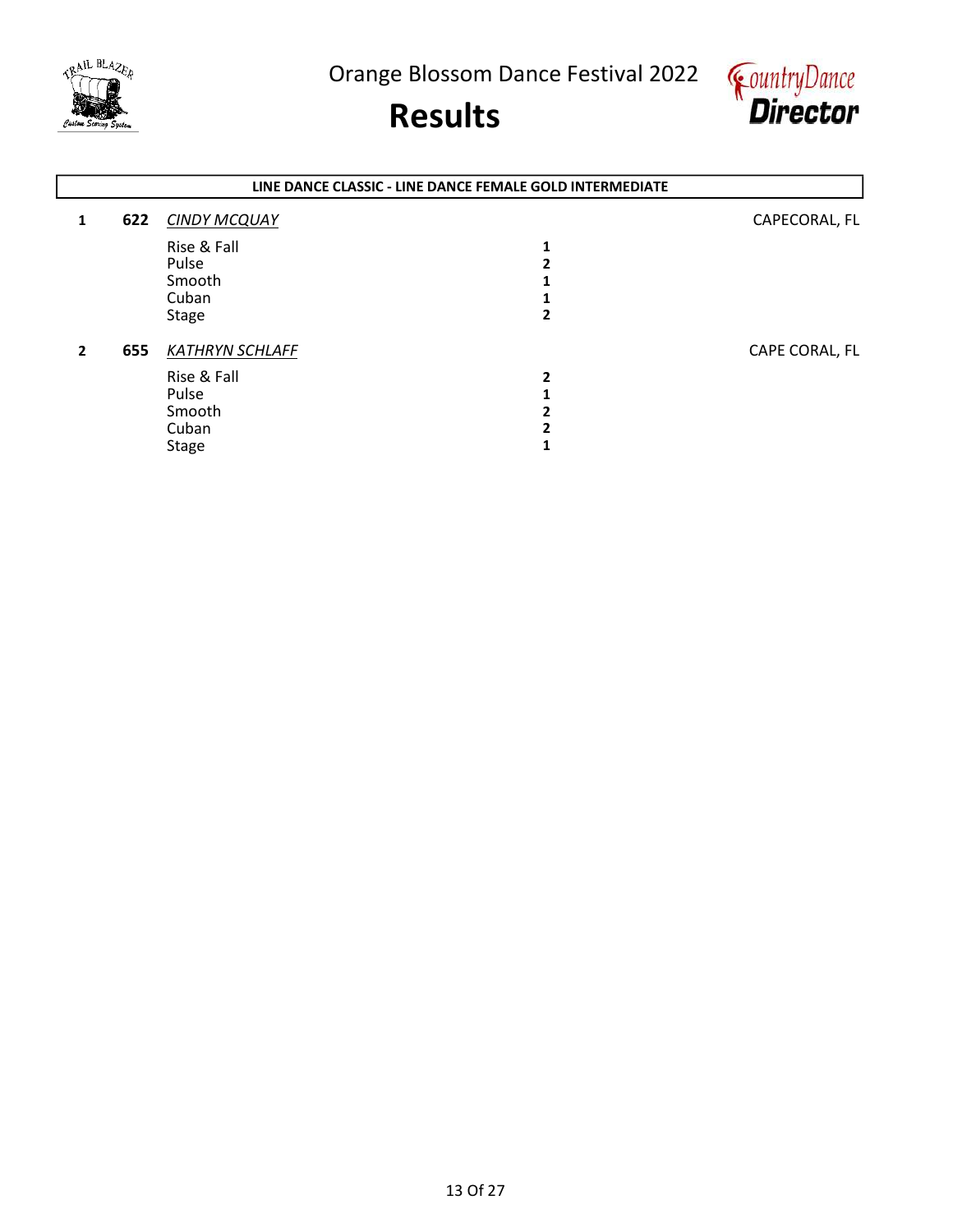Orange Blossom Dance Festival 2022

# Results

## LINE DANCE CLASSIC - LINE DANCE FEMALE GOLD INTERMEDIATE

| Place | No. | Name / Dance | Score | Location |
|---|---|---|---|---|
| 1 | 622 | *CINDY MCQUAY* | | CAPECORAL, FL |
| | | Rise & Fall | **1** | |
| | | Pulse | **2** | |
| | | Smooth | **1** | |
| | | Cuban | **1** | |
| | | Stage | **2** | |
| 2 | 655 | *KATHRYN SCHLAFF* | | CAPE CORAL, FL |
| | | Rise & Fall | **2** | |
| | | Pulse | **1** | |
| | | Smooth | **2** | |
| | | Cuban | **2** | |
| | | Stage | **1** | |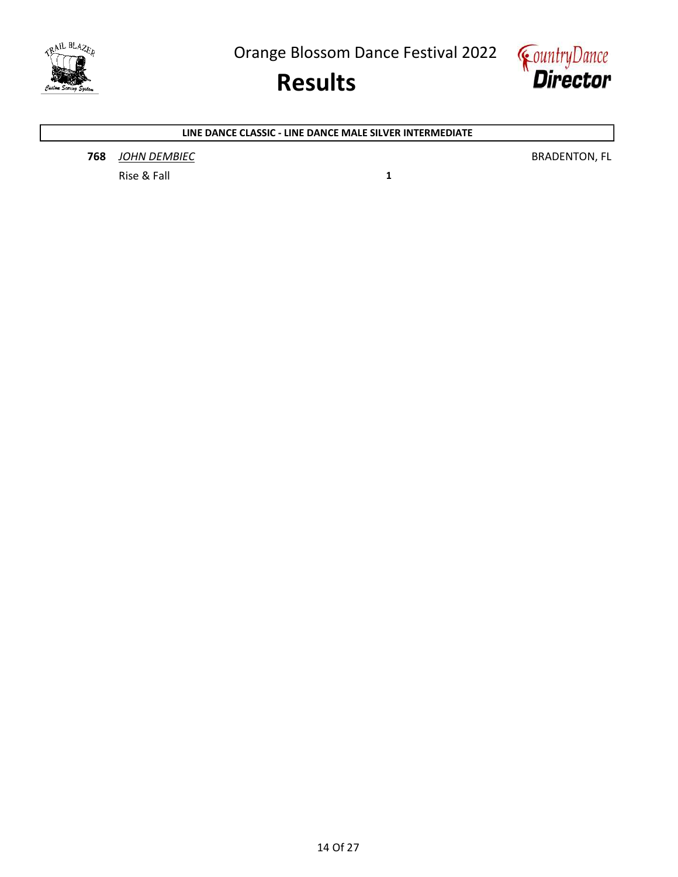# Orange Blossom Dance Festival 2022

# Results

**LINE DANCE CLASSIC - LINE DANCE MALE SILVER INTERMEDIATE**

| | | | |
|---|---|---|---|
| **768** | *JOHN DEMBIEC* | | BRADENTON, FL |
| | Rise & Fall | **1** | |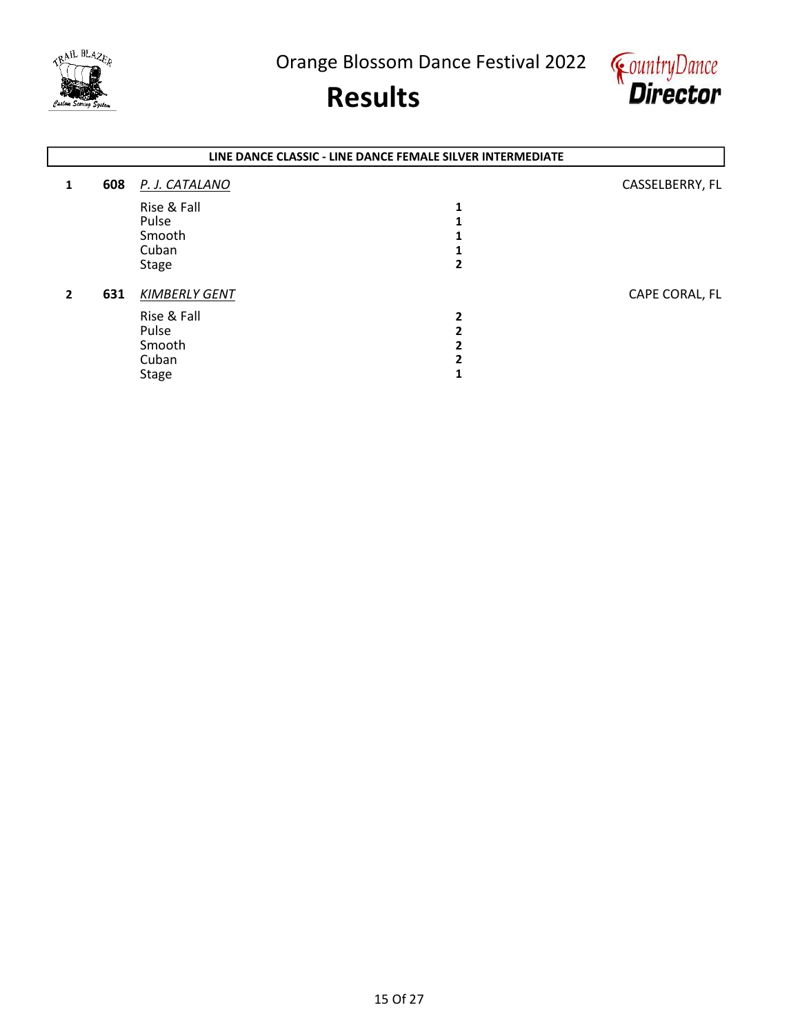Orange Blossom Dance Festival 2022

# Results

## LINE DANCE CLASSIC - LINE DANCE FEMALE SILVER INTERMEDIATE

**1** **608** *P. J. CATALANO* CASSELBERRY, FL

| | |
|---|---|
| Rise & Fall | **1** |
| Pulse | **1** |
| Smooth | **1** |
| Cuban | **1** |
| Stage | **2** |

**2** **631** *KIMBERLY GENT* CAPE CORAL, FL

| | |
|---|---|
| Rise & Fall | **2** |
| Pulse | **2** |
| Smooth | **2** |
| Cuban | **2** |
| Stage | **1** |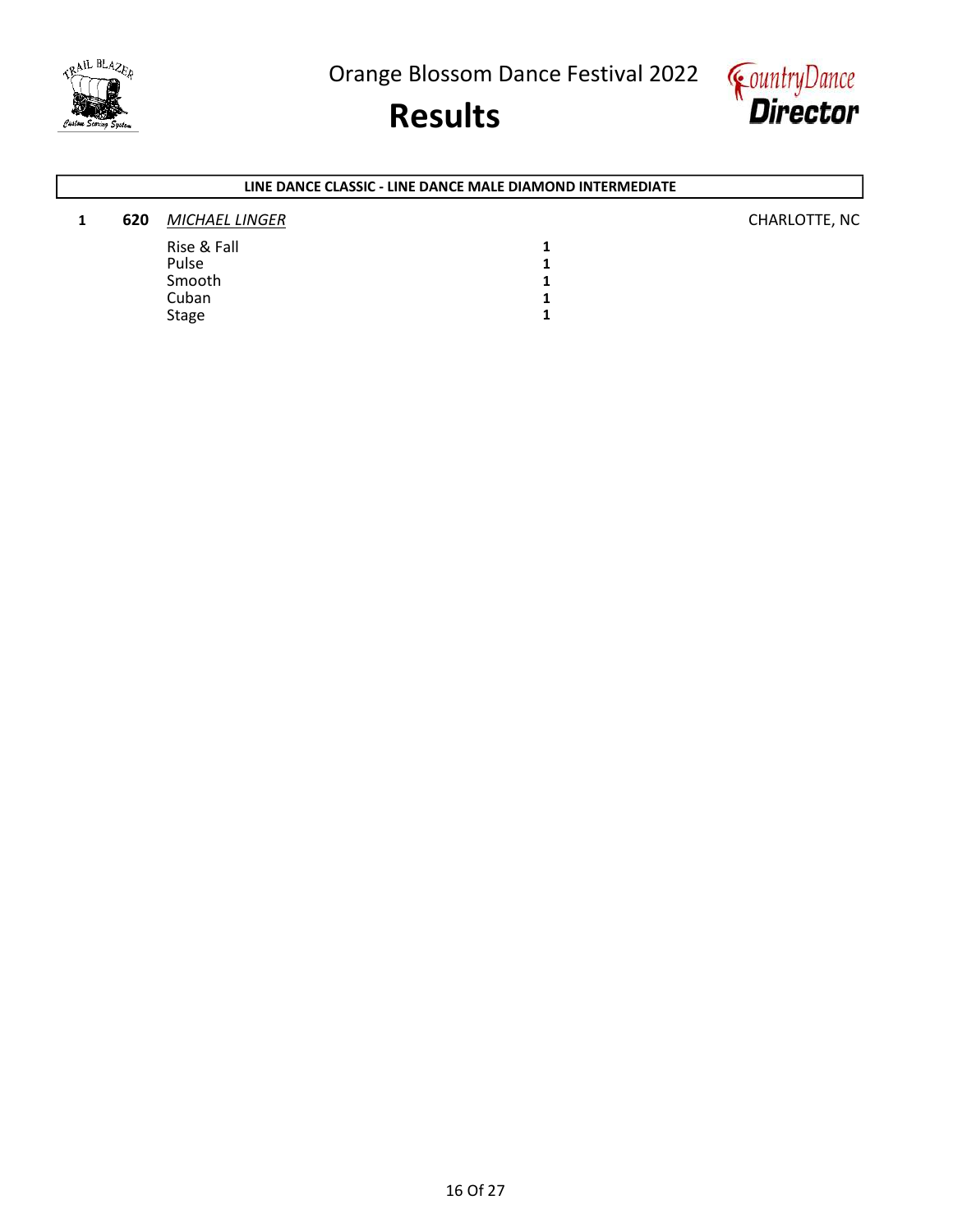Orange Blossom Dance Festival 2022

# Results

**LINE DANCE CLASSIC - LINE DANCE MALE DIAMOND INTERMEDIATE**

| Place | No. | Name | Score | Location |
|---|---|---|---|---|
| 1 | **620** | *MICHAEL LINGER* | | CHARLOTTE, NC |
| | | Rise & Fall | **1** | |
| | | Pulse | **1** | |
| | | Smooth | **1** | |
| | | Cuban | **1** | |
| | | Stage | **1** | |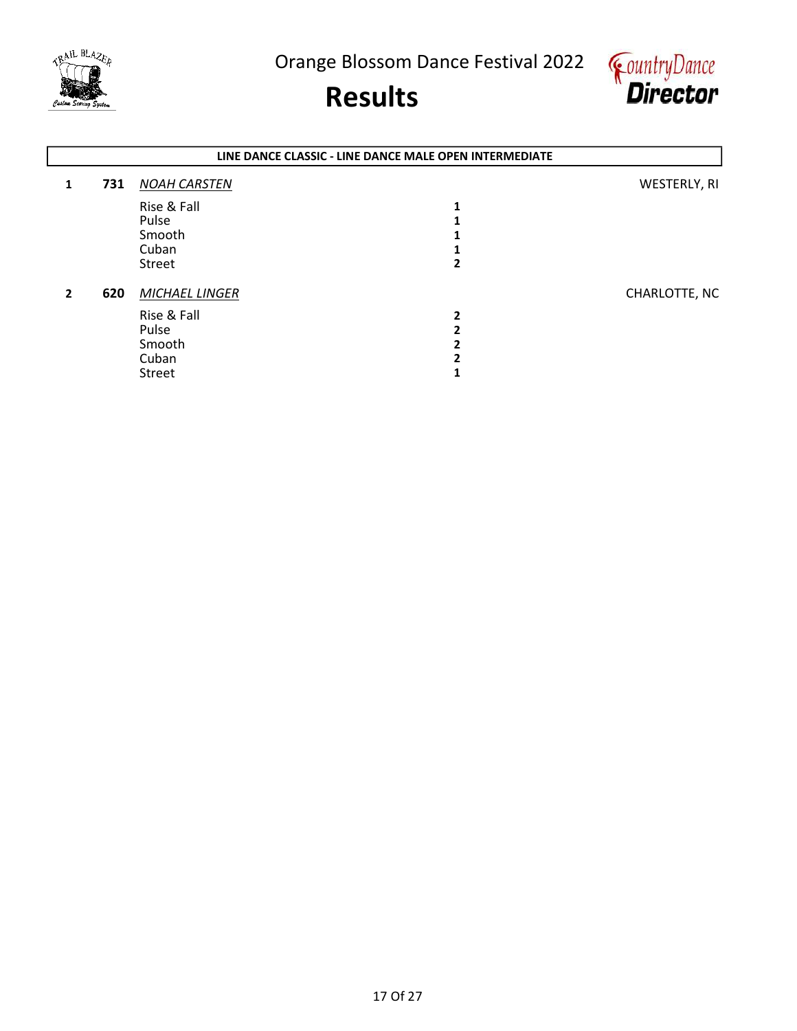Orange Blossom Dance Festival 2022

# Results

## LINE DANCE CLASSIC - LINE DANCE MALE OPEN INTERMEDIATE

**1** **731** *NOAH CARSTEN* — WESTERLY, RI

| Dance | Place |
|---|---|
| Rise & Fall | **1** |
| Pulse | **1** |
| Smooth | **1** |
| Cuban | **1** |
| Street | **2** |

**2** **620** *MICHAEL LINGER* — CHARLOTTE, NC

| Dance | Place |
|---|---|
| Rise & Fall | **2** |
| Pulse | **2** |
| Smooth | **2** |
| Cuban | **2** |
| Street | **1** |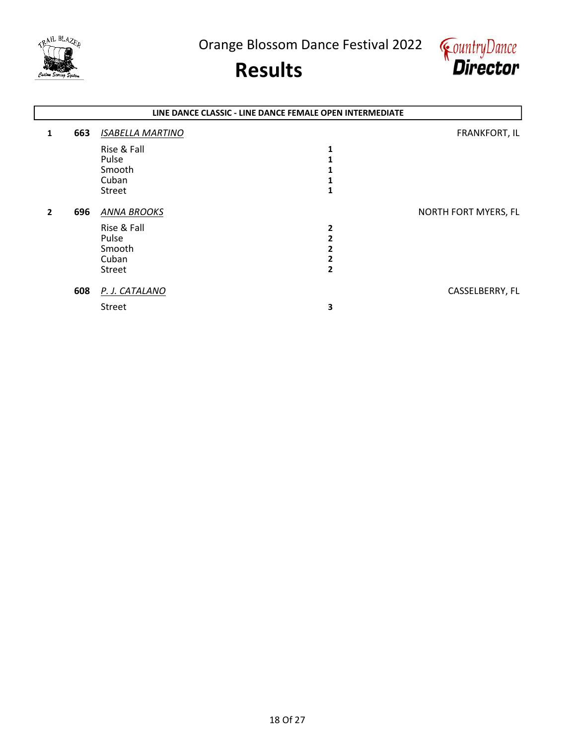Orange Blossom Dance Festival 2022

# Results

## LINE DANCE CLASSIC - LINE DANCE FEMALE OPEN INTERMEDIATE

| Place | No. | Name / Dance | Result | Location |
|---|---|---|---|---|
| **1** | **663** | *ISABELLA MARTINO* | | FRANKFORT, IL |
| | | Rise & Fall | **1** | |
| | | Pulse | **1** | |
| | | Smooth | **1** | |
| | | Cuban | **1** | |
| | | Street | **1** | |
| **2** | **696** | *ANNA BROOKS* | | NORTH FORT MYERS, FL |
| | | Rise & Fall | **2** | |
| | | Pulse | **2** | |
| | | Smooth | **2** | |
| | | Cuban | **2** | |
| | | Street | **2** | |
| | **608** | *P. J. CATALANO* | | CASSELBERRY, FL |
| | | Street | **3** | |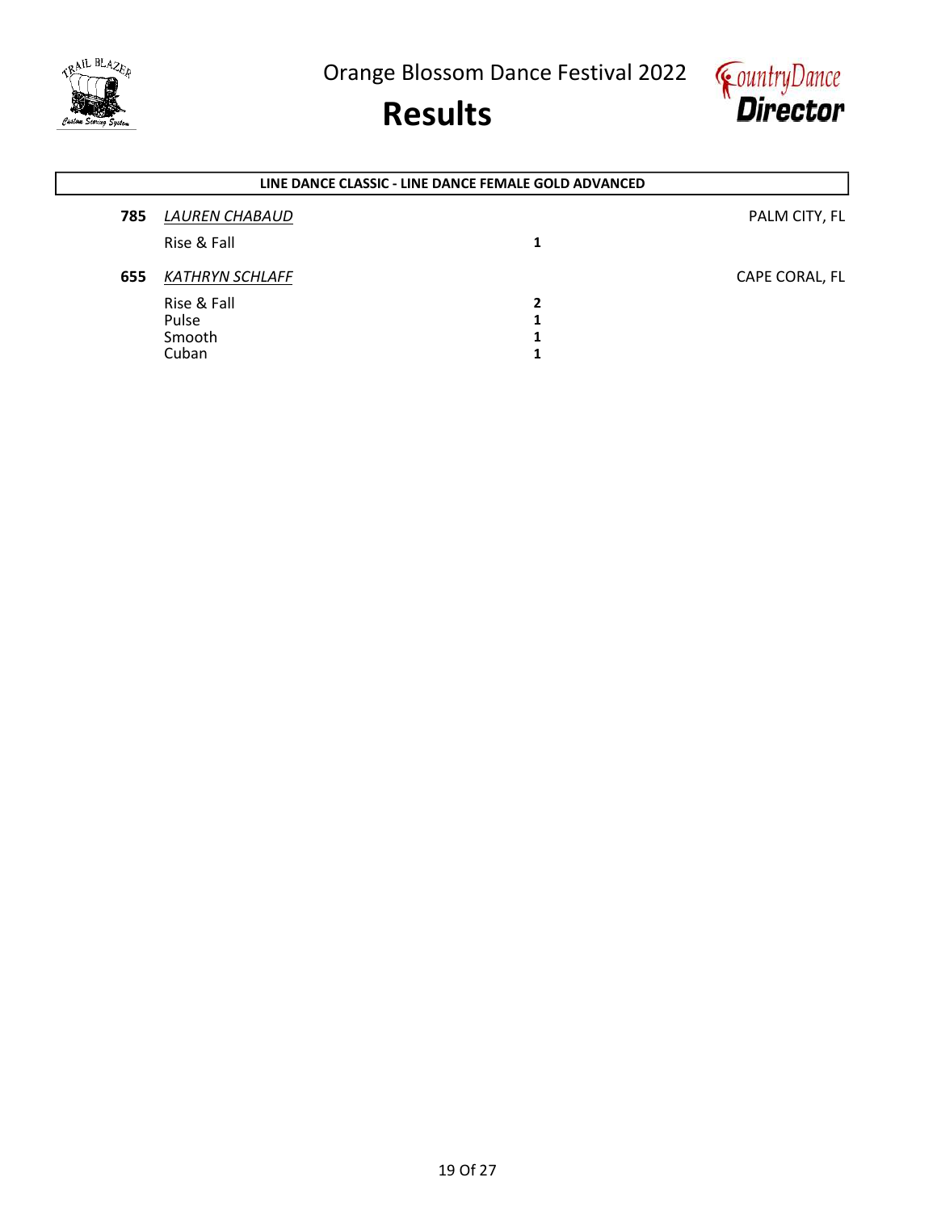## LINE DANCE CLASSIC - LINE DANCE FEMALE GOLD ADVANCED

| # | Name / Dance | Place | Location |
|---|---|---|---|
| **785** | *LAUREN CHABAUD* | | PALM CITY, FL |
| | Rise & Fall | **1** | |
| **655** | *KATHRYN SCHLAFF* | | CAPE CORAL, FL |
| | Rise & Fall | **2** | |
| | Pulse | **1** | |
| | Smooth | **1** | |
| | Cuban | **1** | |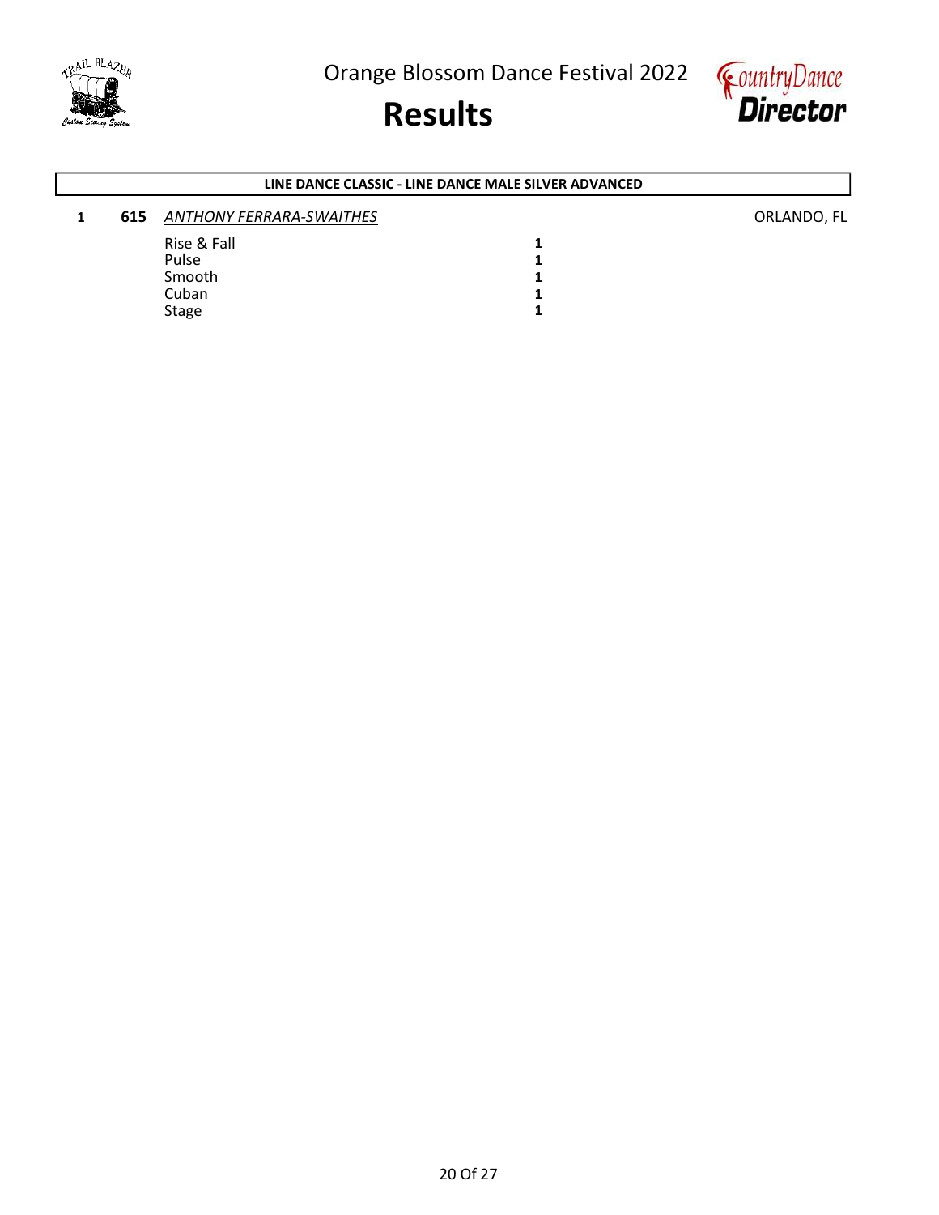# Orange Blossom Dance Festival 2022

# Results

**LINE DANCE CLASSIC - LINE DANCE MALE SILVER ADVANCED**

**1** **615** *ANTHONY FERRARA-SWAITHES* ORLANDO, FL

| | |
|---|---|
| Rise & Fall | **1** |
| Pulse | **1** |
| Smooth | **1** |
| Cuban | **1** |
| Stage | **1** |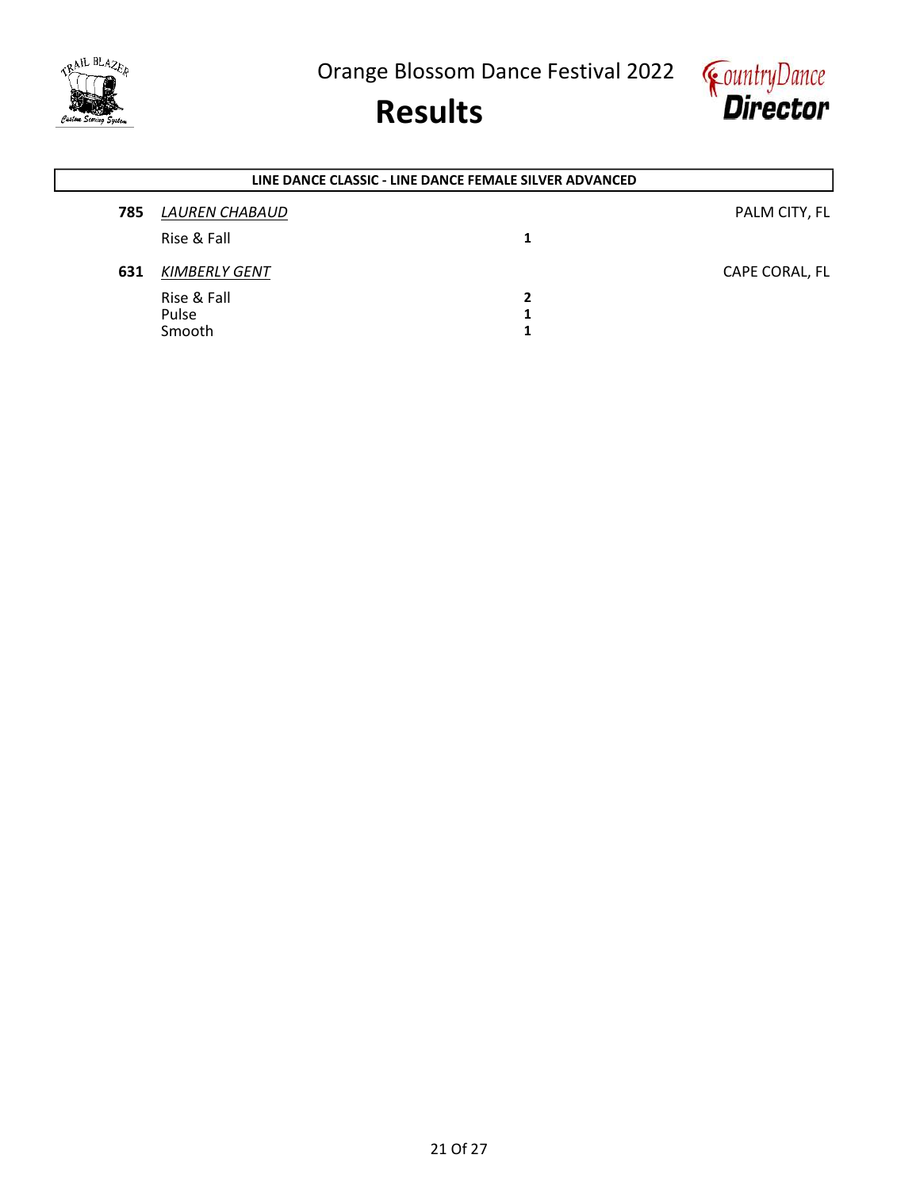Orange Blossom Dance Festival 2022

# Results

## LINE DANCE CLASSIC - LINE DANCE FEMALE SILVER ADVANCED

**785** *LAUREN CHABAUD* — PALM CITY, FL

| Dance | Place |
|---|---|
| Rise & Fall | **1** |

**631** *KIMBERLY GENT* — CAPE CORAL, FL

| Dance | Place |
|---|---|
| Rise & Fall | **2** |
| Pulse | **1** |
| Smooth | **1** |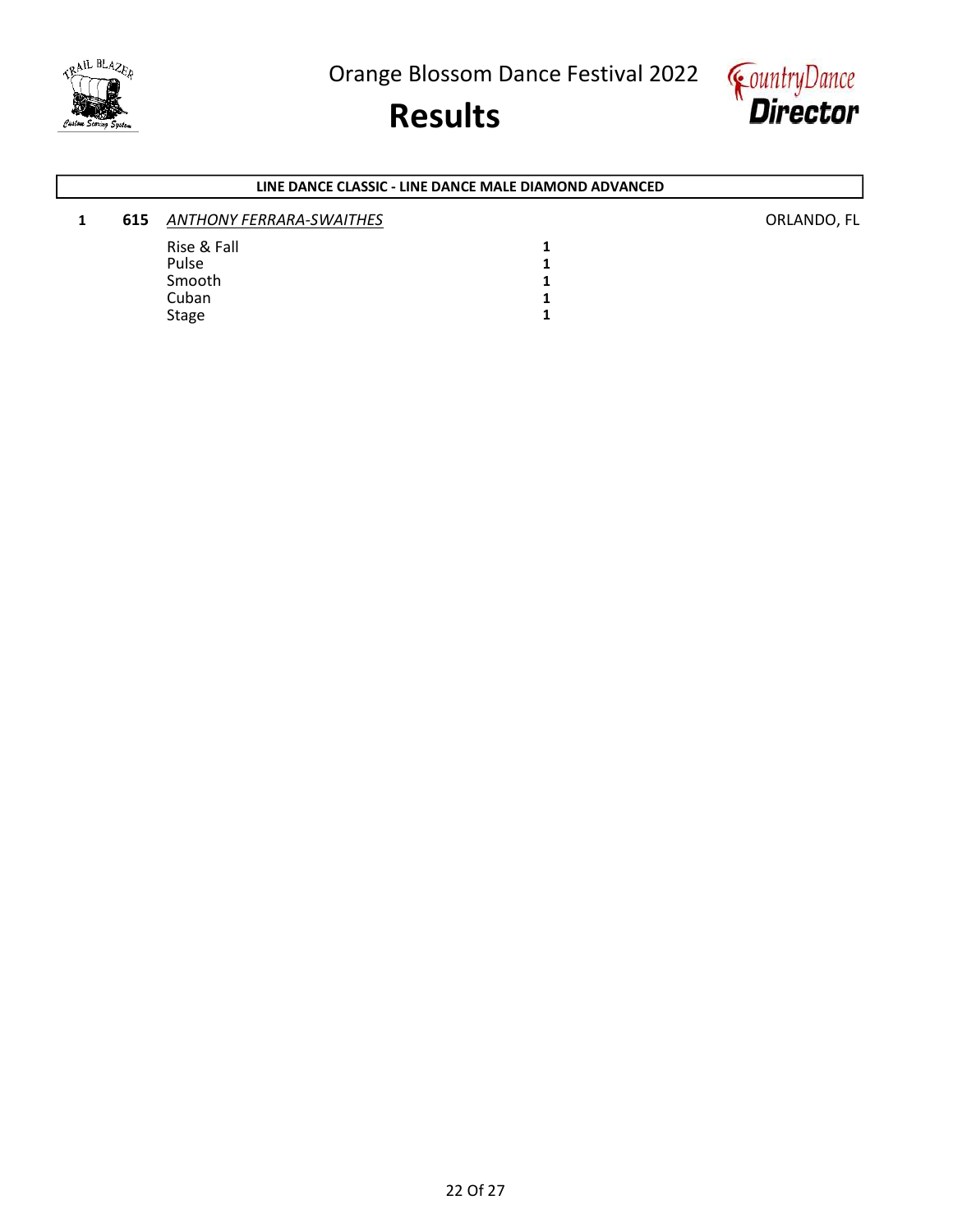# Orange Blossom Dance Festival 2022

# Results

**LINE DANCE CLASSIC - LINE DANCE MALE DIAMOND ADVANCED**

**1** **615** *ANTHONY FERRARA-SWAITHES* ORLANDO, FL

| | |
|---|---|
| Rise & Fall | **1** |
| Pulse | **1** |
| Smooth | **1** |
| Cuban | **1** |
| Stage | **1** |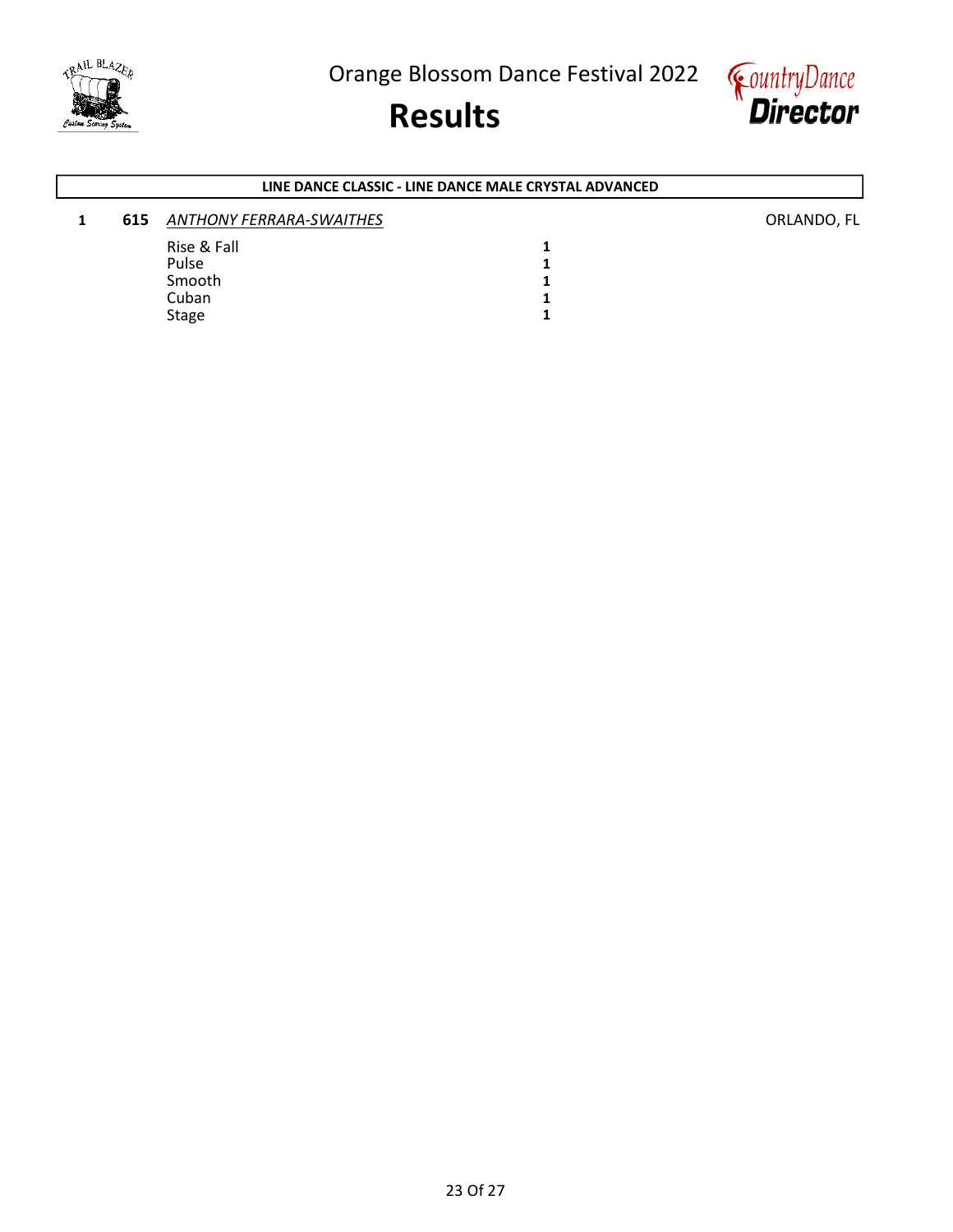## LINE DANCE CLASSIC - LINE DANCE MALE CRYSTAL ADVANCED

**1** **615** *ANTHONY FERRARA-SWAITHES* ORLANDO, FL

| | |
|---|---|
| Rise & Fall | **1** |
| Pulse | **1** |
| Smooth | **1** |
| Cuban | **1** |
| Stage | **1** |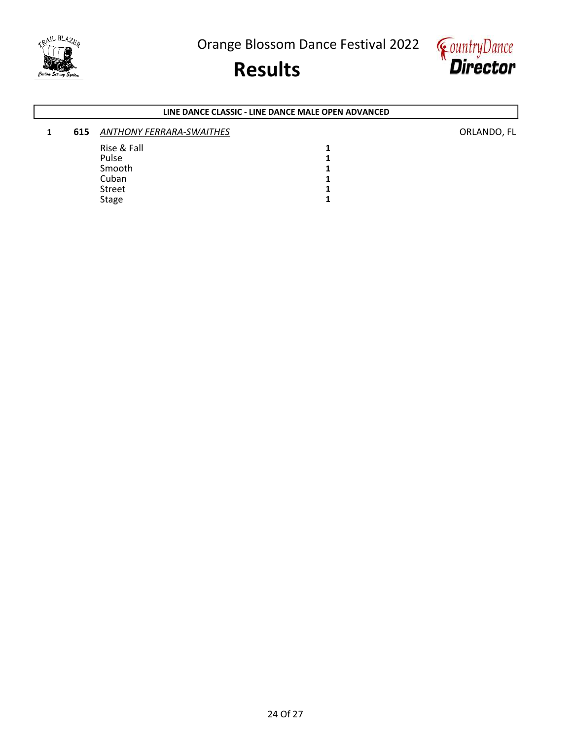**LINE DANCE CLASSIC - LINE DANCE MALE OPEN ADVANCED**

| Place | No. | Name | | Location |
|---|---|---|---|---|
| 1 | 615 | *ANTHONY FERRARA-SWAITHES* | | ORLANDO, FL |
| | | Rise & Fall | **1** | |
| | | Pulse | **1** | |
| | | Smooth | **1** | |
| | | Cuban | **1** | |
| | | Street | **1** | |
| | | Stage | **1** | |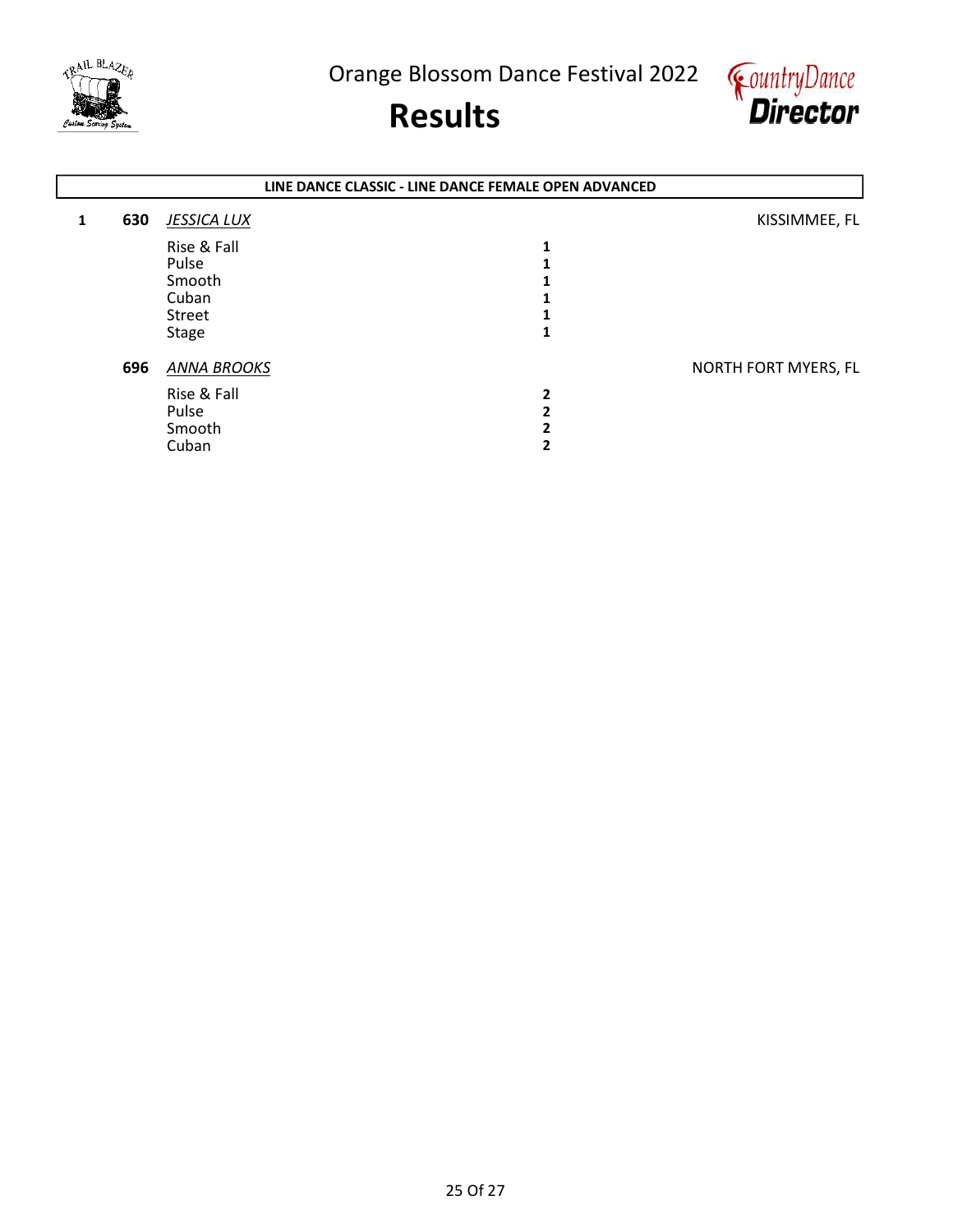Orange Blossom Dance Festival 2022

# Results

**LINE DANCE CLASSIC - LINE DANCE FEMALE OPEN ADVANCED**

| Place | No. | Name / Dance | Score | Location |
|---|---|---|---|---|
| 1 | **630** | *JESSICA LUX* | | KISSIMMEE, FL |
| | | Rise & Fall | **1** | |
| | | Pulse | **1** | |
| | | Smooth | **1** | |
| | | Cuban | **1** | |
| | | Street | **1** | |
| | | Stage | **1** | |
| | **696** | *ANNA BROOKS* | | NORTH FORT MYERS, FL |
| | | Rise & Fall | **2** | |
| | | Pulse | **2** | |
| | | Smooth | **2** | |
| | | Cuban | **2** | |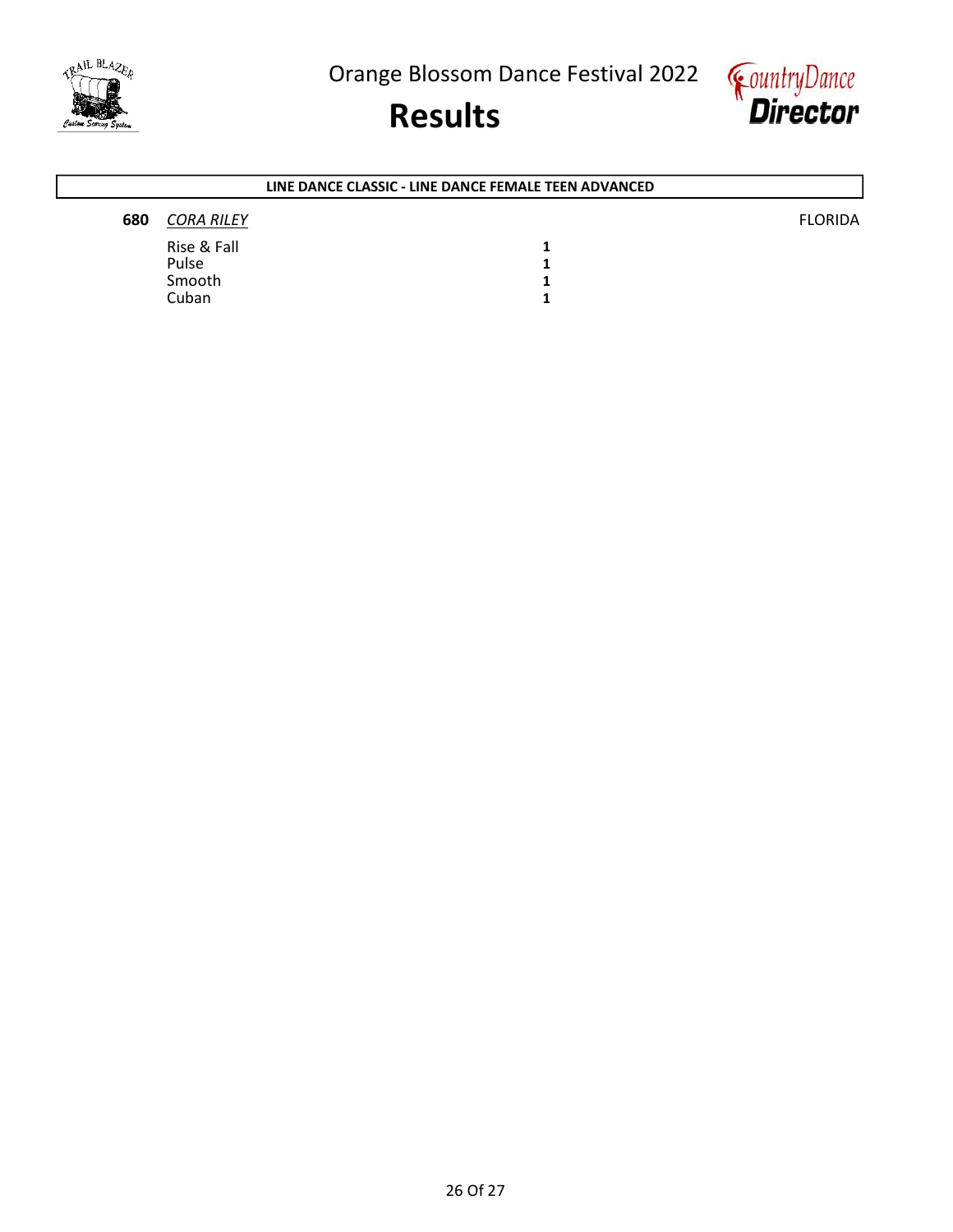## LINE DANCE CLASSIC - LINE DANCE FEMALE TEEN ADVANCED

**680** *CORA RILEY* FLORIDA

| | |
|---|---|
| Rise & Fall | **1** |
| Pulse | **1** |
| Smooth | **1** |
| Cuban | **1** |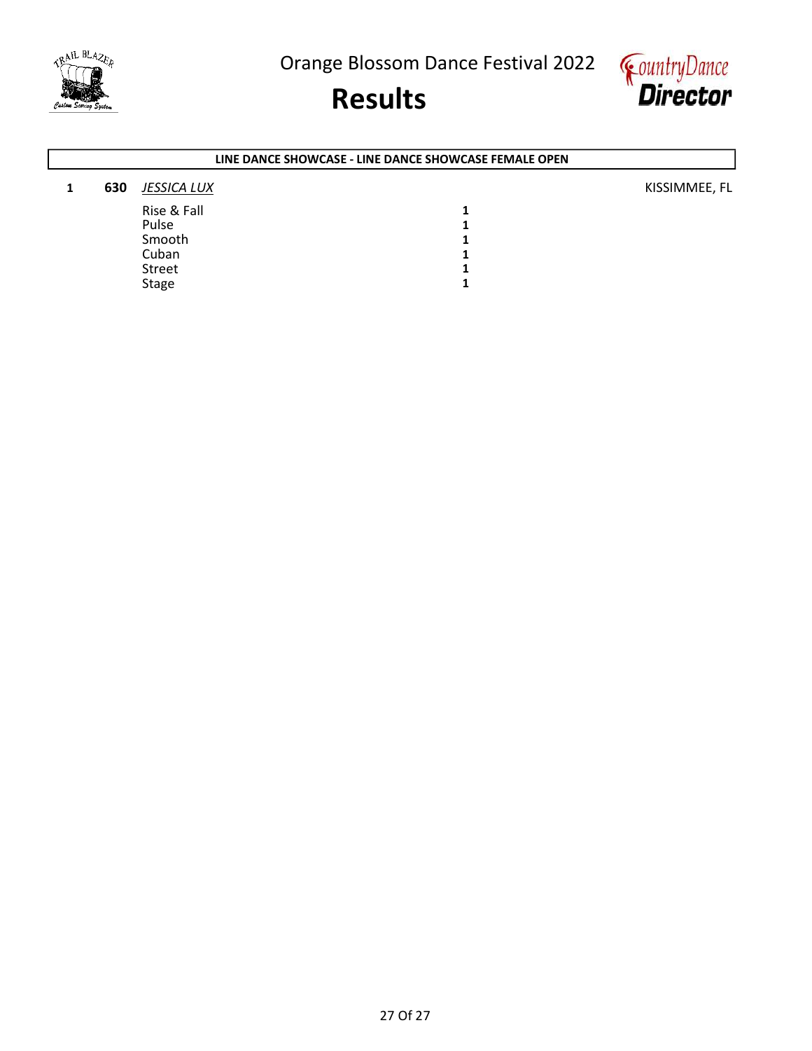# Orange Blossom Dance Festival 2022

# Results

**LINE DANCE SHOWCASE - LINE DANCE SHOWCASE FEMALE OPEN**

| | | | | |
|---|---|---|---|---|
| **1** | **630** | *JESSICA LUX* | | KISSIMMEE, FL |
| | | Rise & Fall | **1** | |
| | | Pulse | **1** | |
| | | Smooth | **1** | |
| | | Cuban | **1** | |
| | | Street | **1** | |
| | | Stage | **1** | |